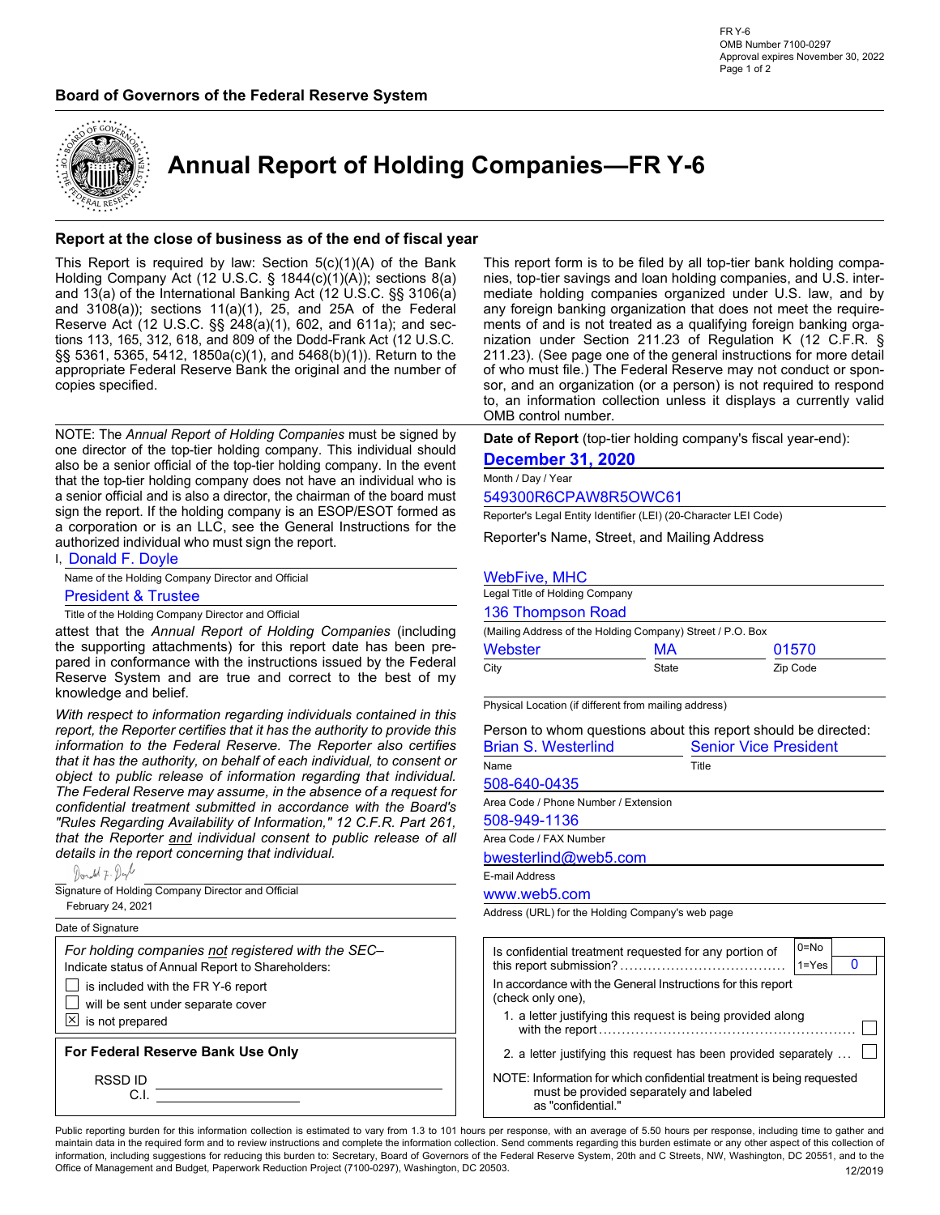FR Y-6
OMB Number 7100-0297
Approval expires November 30, 2022

**Board of Governors of the Federal Reserve System**

# Annual Report of Holding Companies—FR Y-6

## Report at the close of business as of the end of fiscal year

This Report is required by law: Section 5(c)(1)(A) of the Bank Holding Company Act (12 U.S.C. § 1844(c)(1)(A)); sections 8(a) and 13(a) of the International Banking Act (12 U.S.C. §§ 3106(a) and 3108(a)); sections 11(a)(1), 25, and 25A of the Federal Reserve Act (12 U.S.C. §§ 248(a)(1), 602, and 611a); and sections 113, 165, 312, 618, and 809 of the Dodd-Frank Act (12 U.S.C. §§ 5361, 5365, 5412, 1850a(c)(1), and 5468(b)(1)). Return to the appropriate Federal Reserve Bank the original and the number of copies specified.

This report form is to be filed by all top-tier bank holding companies, top-tier savings and loan holding companies, and U.S. intermediate holding companies organized under U.S. law, and by any foreign banking organization that does not meet the requirements of and is not treated as a qualifying foreign banking organization under Section 211.23 of Regulation K (12 C.F.R. § 211.23). (See page one of the general instructions for more detail of who must file.) The Federal Reserve may not conduct or sponsor, and an organization (or a person) is not required to respond to, an information collection unless it displays a currently valid OMB control number.

NOTE: The *Annual Report of Holding Companies* must be signed by one director of the top-tier holding company. This individual should also be a senior official of the top-tier holding company. In the event that the top-tier holding company does not have an individual who is a senior official and is also a director, the chairman of the board must sign the report. If the holding company is an ESOP/ESOT formed as a corporation or is an LLC, see the General Instructions for the authorized individual who must sign the report.

I, Donald F. Doyle
Name of the Holding Company Director and Official

President & Trustee
Title of the Holding Company Director and Official

attest that the *Annual Report of Holding Companies* (including the supporting attachments) for this report date has been prepared in conformance with the instructions issued by the Federal Reserve System and are true and correct to the best of my knowledge and belief.

*With respect to information regarding individuals contained in this report, the Reporter certifies that it has the authority to provide this information to the Federal Reserve. The Reporter also certifies that it has the authority, on behalf of each individual, to consent or object to public release of information regarding that individual. The Federal Reserve may assume, in the absence of a request for confidential treatment submitted in accordance with the Board's "Rules Regarding Availability of Information," 12 C.F.R. Part 261, that the Reporter and individual consent to public release of all details in the report concerning that individual.*

Donald F. Doyle
Signature of Holding Company Director and Official

February 24, 2021
Date of Signature

*For holding companies not registered with the SEC–*
Indicate status of Annual Report to Shareholders:
- [ ] is included with the FR Y-6 report
- [ ] will be sent under separate cover
- [x] is not prepared

**For Federal Reserve Bank Use Only**

RSSD ID ____________
C.I. ____________

**Date of Report** (top-tier holding company's fiscal year-end):
**December 31, 2020**
Month / Day / Year

549300R6CPAW8R5OWC61
Reporter's Legal Entity Identifier (LEI) (20-Character LEI Code)

Reporter's Name, Street, and Mailing Address

WebFive, MHC
Legal Title of Holding Company

136 Thompson Road
(Mailing Address of the Holding Company) Street / P.O. Box

| Webster | MA | 01570 |
|---|---|---|
| City | State | Zip Code |

Physical Location (if different from mailing address)

Person to whom questions about this report should be directed:

| Brian S. Westerlind | Senior Vice President |
|---|---|
| Name | Title |

508-640-0435
Area Code / Phone Number / Extension

508-949-1136
Area Code / FAX Number

bwesterlind@web5.com
E-mail Address

www.web5.com
Address (URL) for the Holding Company's web page

Is confidential treatment requested for any portion of this report submission? .................................... 0=No 1=Yes **0**

In accordance with the General Instructions for this report (check only one),
1. a letter justifying this request is being provided along with the report ....................................................... [ ]
2. a letter justifying this request has been provided separately ... [ ]

NOTE: Information for which confidential treatment is being requested must be provided separately and labeled as "confidential."

Public reporting burden for this information collection is estimated to vary from 1.3 to 101 hours per response, with an average of 5.50 hours per response, including time to gather and maintain data in the required form and to review instructions and complete the information collection. Send comments regarding this burden estimate or any other aspect of this collection of information, including suggestions for reducing this burden to: Secretary, Board of Governors of the Federal Reserve System, 20th and C Streets, NW, Washington, DC 20551, and to the Office of Management and Budget, Paperwork Reduction Project (7100-0297), Washington, DC 20503.

12/2019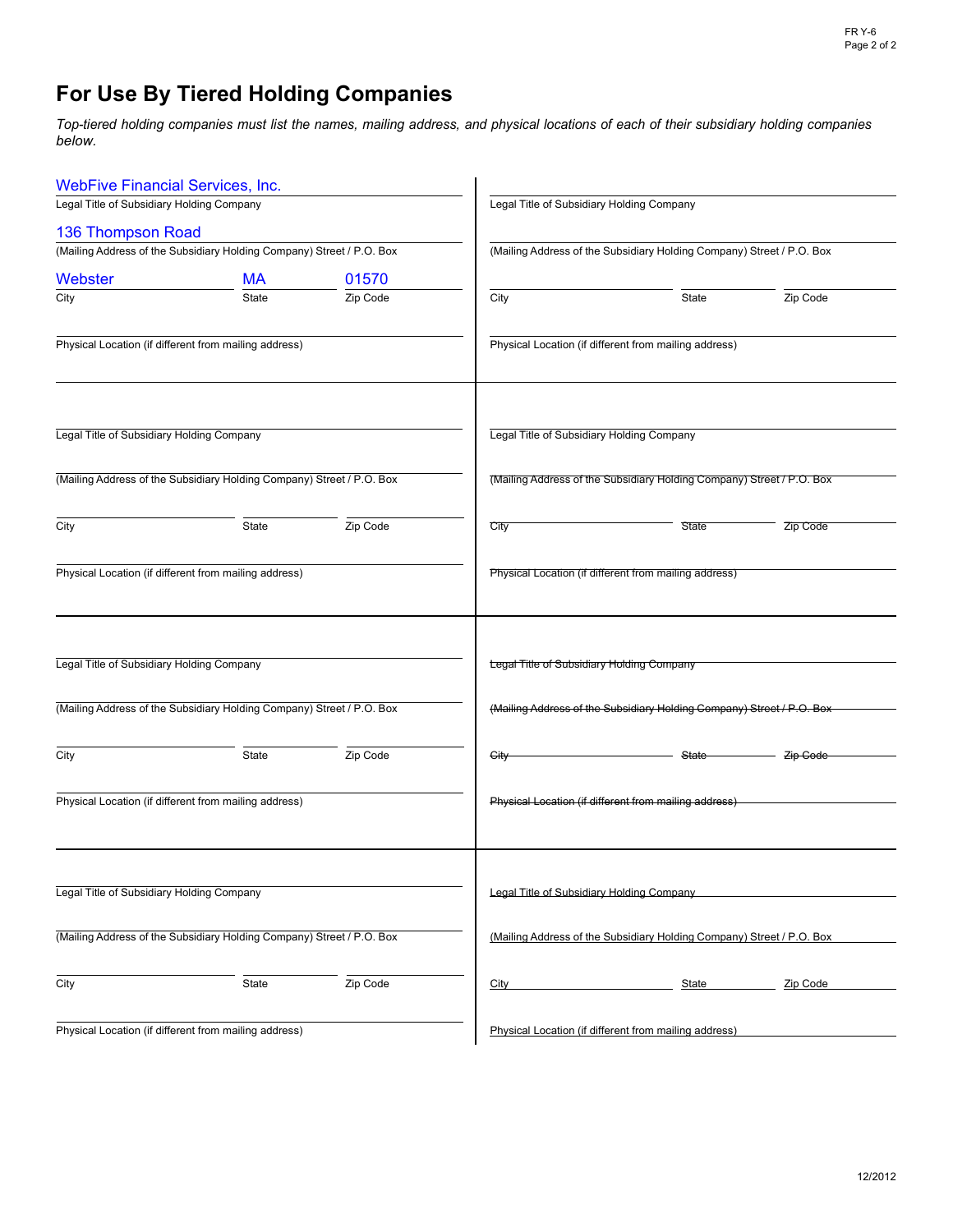# For Use By Tiered Holding Companies

*Top-tiered holding companies must list the names, mailing address, and physical locations of each of their subsidiary holding companies below.*

WebFive Financial Services, Inc.
Legal Title of Subsidiary Holding Company

136 Thompson Road
(Mailing Address of the Subsidiary Holding Company) Street / P.O. Box

| City | State | Zip Code |
|---|---|---|
| Webster | MA | 01570 |

Physical Location (if different from mailing address)

Legal Title of Subsidiary Holding Company

(Mailing Address of the Subsidiary Holding Company) Street / P.O. Box

City State Zip Code

Physical Location (if different from mailing address)

Legal Title of Subsidiary Holding Company

(Mailing Address of the Subsidiary Holding Company) Street / P.O. Box

City State Zip Code

Physical Location (if different from mailing address)

Legal Title of Subsidiary Holding Company

(Mailing Address of the Subsidiary Holding Company) Street / P.O. Box

City State Zip Code

Physical Location (if different from mailing address)

Legal Title of Subsidiary Holding Company

(Mailing Address of the Subsidiary Holding Company) Street / P.O. Box

City State Zip Code

Physical Location (if different from mailing address)

Legal Title of Subsidiary Holding Company

(Mailing Address of the Subsidiary Holding Company) Street / P.O. Box

City State Zip Code

Physical Location (if different from mailing address)

Legal Title of Subsidiary Holding Company

(Mailing Address of the Subsidiary Holding Company) Street / P.O. Box

City State Zip Code

Physical Location (if different from mailing address)

Legal Title of Subsidiary Holding Company

(Mailing Address of the Subsidiary Holding Company) Street / P.O. Box

City State Zip Code

Physical Location (if different from mailing address)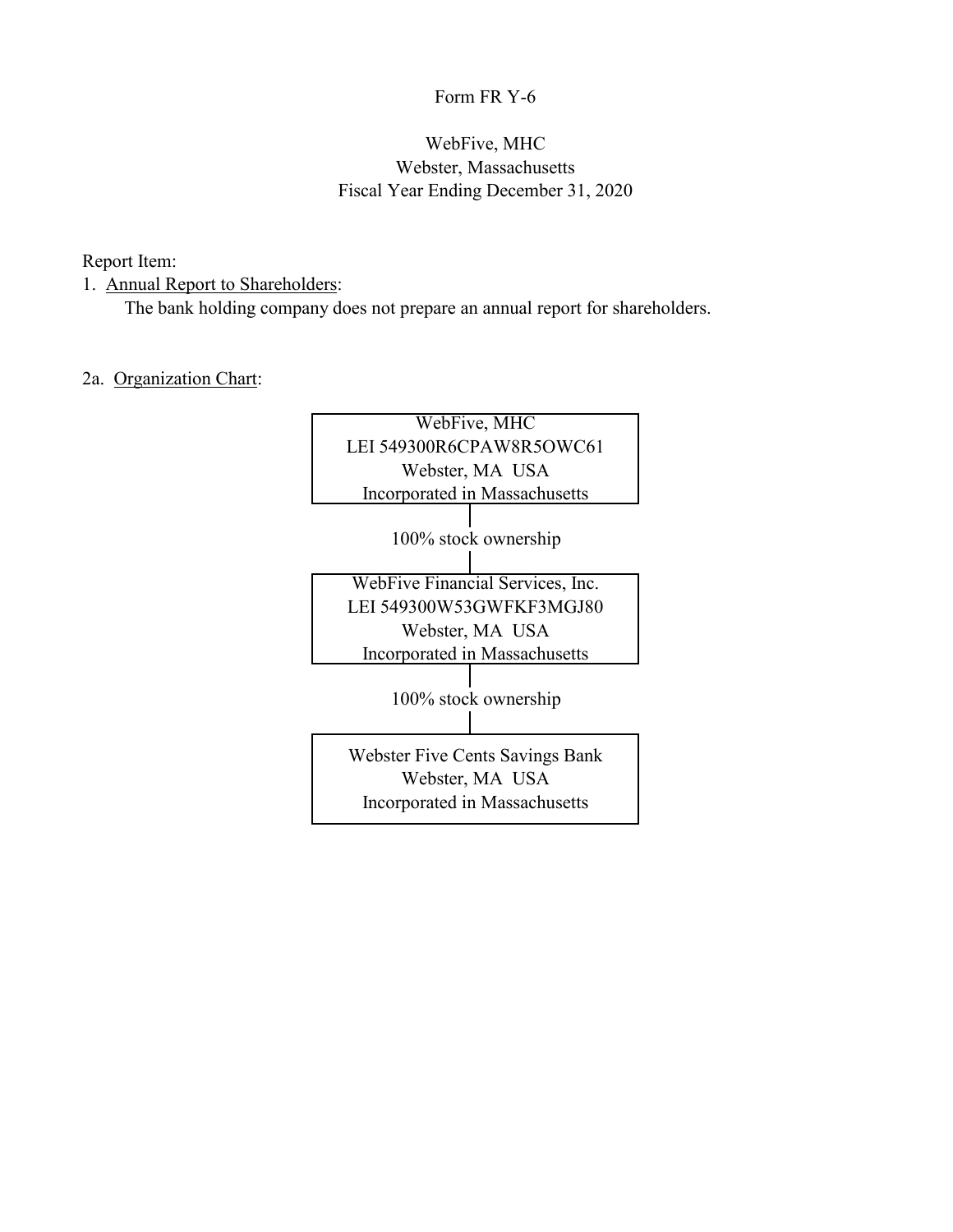Form FR Y-6

WebFive, MHC
Webster, Massachusetts
Fiscal Year Ending December 31, 2020

Report Item:

1. Annual Report to Shareholders:

   The bank holding company does not prepare an annual report for shareholders.

2a. Organization Chart:

WebFive, MHC
LEI 549300R6CPAW8R5OWC61
Webster, MA USA
Incorporated in Massachusetts

100% stock ownership

WebFive Financial Services, Inc.
LEI 549300W53GWFKF3MGJ80
Webster, MA USA
Incorporated in Massachusetts

100% stock ownership

Webster Five Cents Savings Bank
Webster, MA USA
Incorporated in Massachusetts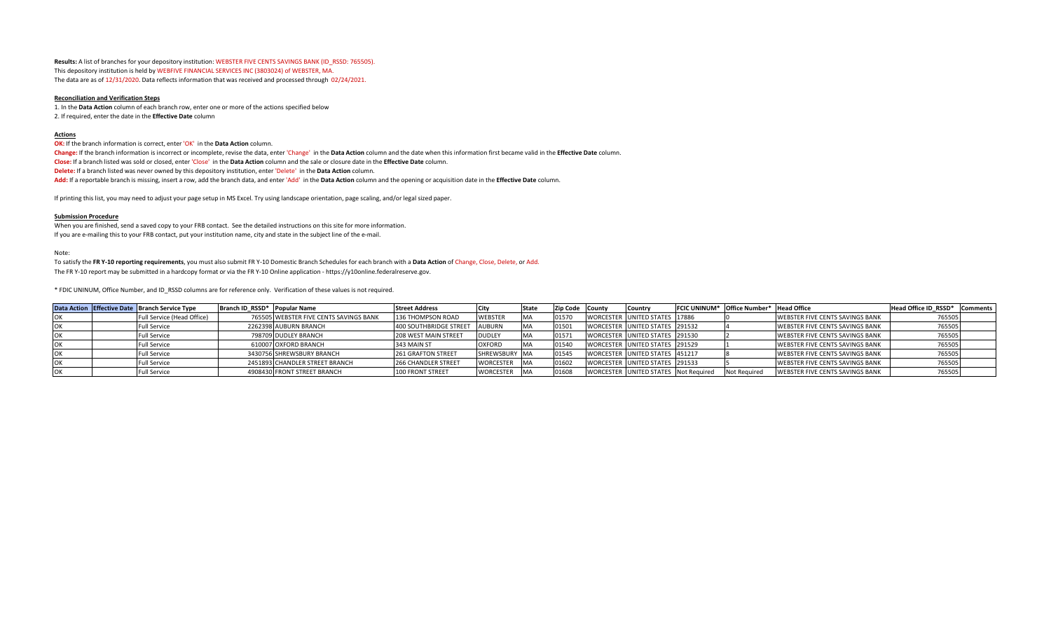**Results:** A list of branches for your depository institution: WEBSTER FIVE CENTS SAVINGS BANK (ID_RSSD: 765505).
This depository institution is held by WEBFIVE FINANCIAL SERVICES INC (3803024) of WEBSTER, MA.
The data are as of 12/31/2020. Data reflects information that was received and processed through 02/24/2021.

**Reconciliation and Verification Steps**

1. In the **Data Action** column of each branch row, enter one or more of the actions specified below
2. If required, enter the date in the **Effective Date** column

**Actions**

**OK:** If the branch information is correct, enter 'OK' in the **Data Action** column.
**Change:** If the branch information is incorrect or incomplete, revise the data, enter 'Change' in the **Data Action** column and the date when this information first became valid in the **Effective Date** column.
**Close:** If a branch listed was sold or closed, enter 'Close' in the **Data Action** column and the sale or closure date in the **Effective Date** column.
**Delete:** If a branch listed was never owned by this depository institution, enter 'Delete' in the **Data Action** column.
**Add:** If a reportable branch is missing, insert a row, add the branch data, and enter 'Add' in the **Data Action** column and the opening or acquisition date in the **Effective Date** column.

If printing this list, you may need to adjust your page setup in MS Excel. Try using landscape orientation, page scaling, and/or legal sized paper.

**Submission Procedure**

When you are finished, send a saved copy to your FRB contact. See the detailed instructions on this site for more information.
If you are e-mailing this to your FRB contact, put your institution name, city and state in the subject line of the e-mail.

Note:
To satisfy the **FR Y-10 reporting requirements**, you must also submit FR Y-10 Domestic Branch Schedules for each branch with a **Data Action** of Change, Close, Delete, or Add.
The FR Y-10 report may be submitted in a hardcopy format or via the FR Y-10 Online application - https://y10online.federalreserve.gov.

* FDIC UNINUM, Office Number, and ID_RSSD columns are for reference only. Verification of these values is not required.

| Data Action | Effective Date | Branch Service Type | Branch ID_RSSD* | Popular Name | Street Address | City | State | Zip Code | County | Country | FDIC UNINUM* | Office Number* | Head Office | Head Office ID_RSSD* | Comments |
|---|---|---|---|---|---|---|---|---|---|---|---|---|---|---|---|
| OK | | Full Service (Head Office) | 765505 | WEBSTER FIVE CENTS SAVINGS BANK | 136 THOMPSON ROAD | WEBSTER | MA | 01570 | WORCESTER | UNITED STATES | 17886 | 0 | WEBSTER FIVE CENTS SAVINGS BANK | 765505 | |
| OK | | Full Service | 2262398 | AUBURN BRANCH | 400 SOUTHBRIDGE STREET | AUBURN | MA | 01501 | WORCESTER | UNITED STATES | 291532 | 4 | WEBSTER FIVE CENTS SAVINGS BANK | 765505 | |
| OK | | Full Service | 798709 | DUDLEY BRANCH | 208 WEST MAIN STREET | DUDLEY | MA | 01571 | WORCESTER | UNITED STATES | 291530 | 2 | WEBSTER FIVE CENTS SAVINGS BANK | 765505 | |
| OK | | Full Service | 610007 | OXFORD BRANCH | 343 MAIN ST | OXFORD | MA | 01540 | WORCESTER | UNITED STATES | 291529 | 1 | WEBSTER FIVE CENTS SAVINGS BANK | 765505 | |
| OK | | Full Service | 3430756 | SHREWSBURY BRANCH | 261 GRAFTON STREET | SHREWSBURY | MA | 01545 | WORCESTER | UNITED STATES | 451217 | 8 | WEBSTER FIVE CENTS SAVINGS BANK | 765505 | |
| OK | | Full Service | 2451893 | CHANDLER STREET BRANCH | 266 CHANDLER STREET | WORCESTER | MA | 01602 | WORCESTER | UNITED STATES | 291533 | 5 | WEBSTER FIVE CENTS SAVINGS BANK | 765505 | |
| OK | | Full Service | 4908430 | FRONT STREET BRANCH | 100 FRONT STREET | WORCESTER | MA | 01608 | WORCESTER | UNITED STATES | Not Required | Not Required | WEBSTER FIVE CENTS SAVINGS BANK | 765505 | |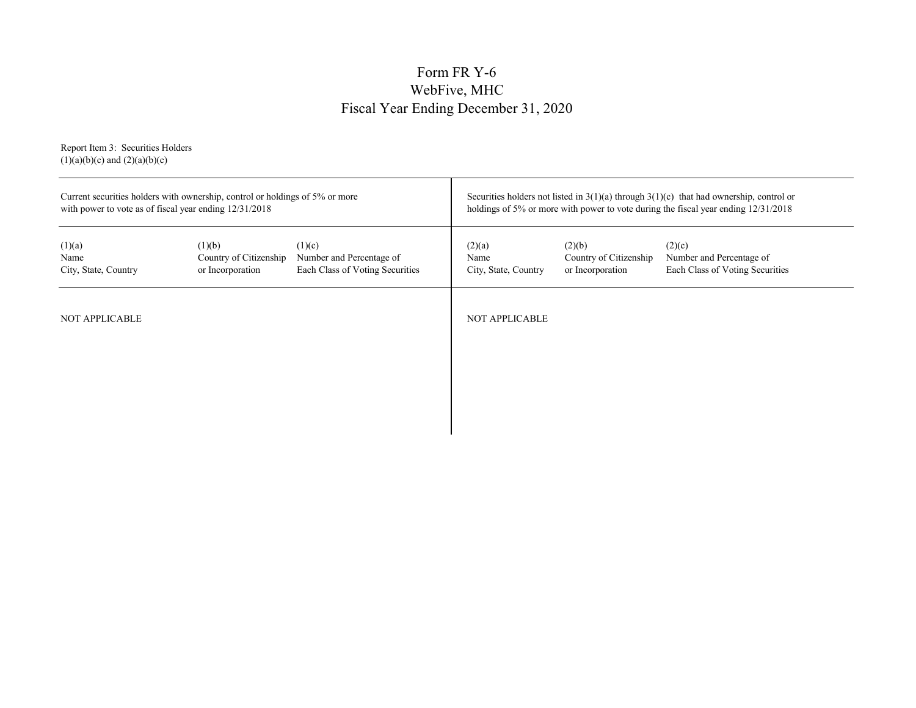# Form FR Y-6
# WebFive, MHC
# Fiscal Year Ending December 31, 2020

Report Item 3: Securities Holders
(1)(a)(b)(c) and (2)(a)(b)(c)

| Current securities holders with ownership, control or holdings of 5% or more with power to vote as of fiscal year ending 12/31/2018 | | | Securities holders not listed in 3(1)(a) through 3(1)(c) that had ownership, control or holdings of 5% or more with power to vote during the fiscal year ending 12/31/2018 | | |
|---|---|---|---|---|---|
| (1)(a) Name City, State, Country | (1)(b) Country of Citizenship or Incorporation | (1)(c) Number and Percentage of Each Class of Voting Securities | (2)(a) Name City, State, Country | (2)(b) Country of Citizenship or Incorporation | (2)(c) Number and Percentage of Each Class of Voting Securities |
| NOT APPLICABLE | | | NOT APPLICABLE | | |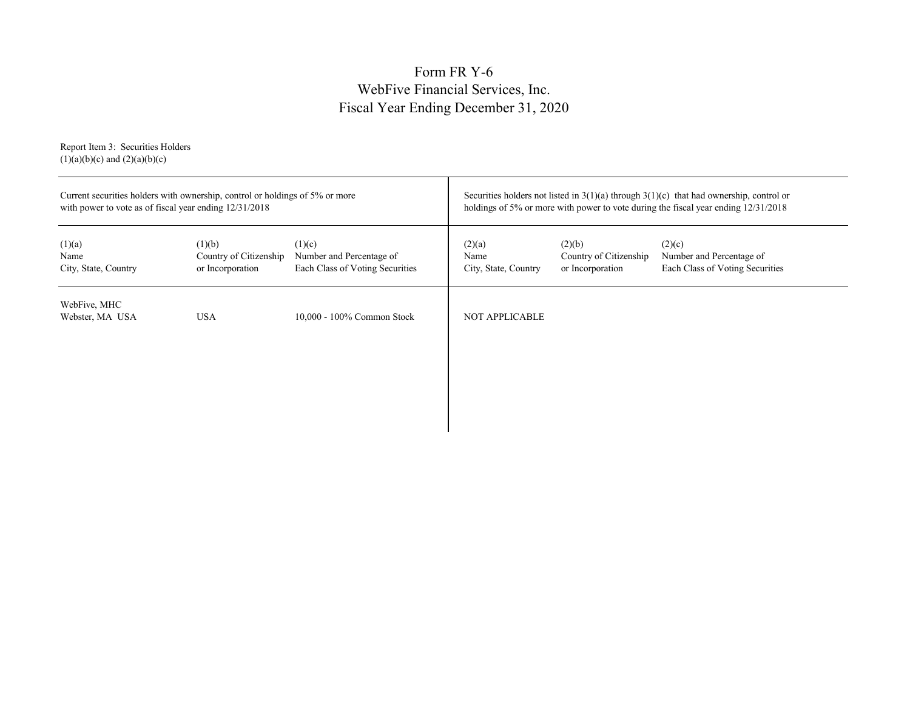# Form FR Y-6
# WebFive Financial Services, Inc.
# Fiscal Year Ending December 31, 2020

Report Item 3: Securities Holders
(1)(a)(b)(c) and (2)(a)(b)(c)

| Current securities holders with ownership, control or holdings of 5% or more with power to vote as of fiscal year ending 12/31/2018 | | | Securities holders not listed in 3(1)(a) through 3(1)(c) that had ownership, control or holdings of 5% or more with power to vote during the fiscal year ending 12/31/2018 | | |
|---|---|---|---|---|---|
| (1)(a)<br>Name<br>City, State, Country | (1)(b)<br>Country of Citizenship or Incorporation | (1)(c)<br>Number and Percentage of Each Class of Voting Securities | (2)(a)<br>Name<br>City, State, Country | (2)(b)<br>Country of Citizenship or Incorporation | (2)(c)<br>Number and Percentage of Each Class of Voting Securities |
| WebFive, MHC<br>Webster, MA USA | USA | 10,000 - 100% Common Stock | NOT APPLICABLE | | |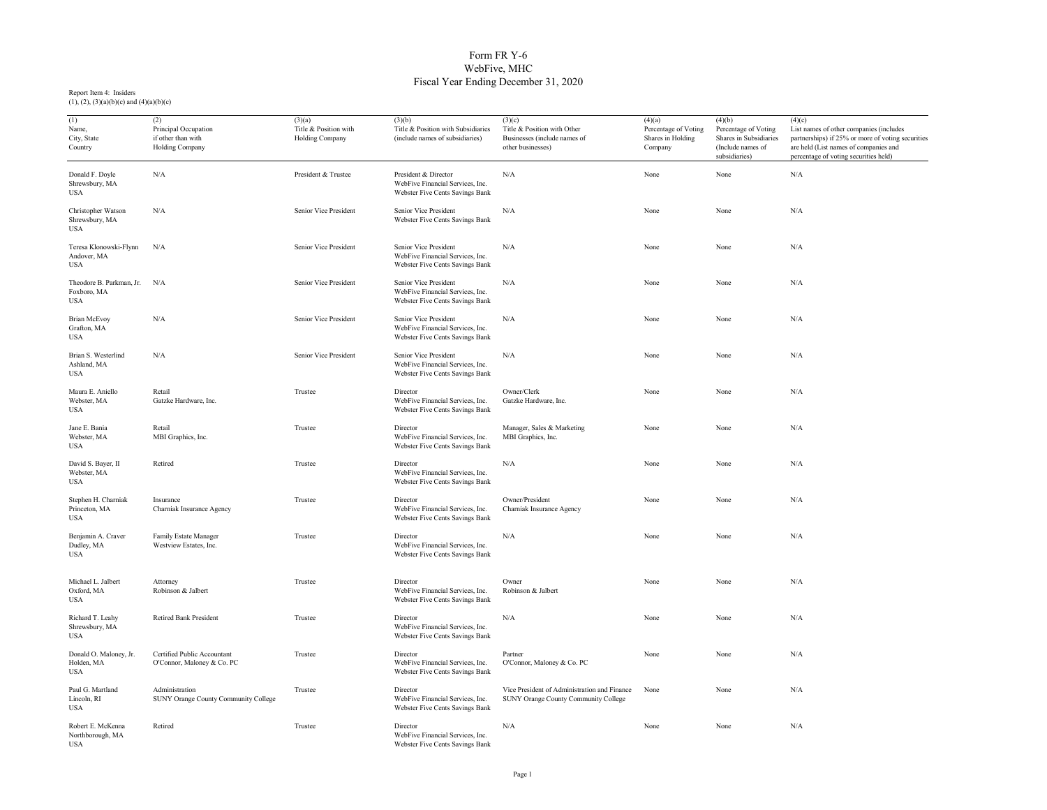# Form FR Y-6
# WebFive, MHC
# Fiscal Year Ending December 31, 2020

Report Item 4: Insiders
(1), (2), (3)(a)(b)(c) and (4)(a)(b)(c)

| (1)<br>Name,<br>City, State<br>Country | (2)<br>Principal Occupation<br>if other than with<br>Holding Company | (3)(a)<br>Title & Position with<br>Holding Company | (3)(b)<br>Title & Position with Subsidiaries<br>(include names of subsidiaries) | (3)(c)<br>Title & Position with Other<br>Businesses (include names of<br>other businesses) | (4)(a)<br>Percentage of Voting<br>Shares in Holding<br>Company | (4)(b)<br>Percentage of Voting<br>Shares in Subsidiaries<br>(Include names of<br>subsidiaries) | (4)(c)<br>List names of other companies (includes partnerships) if 25% or more of voting securities are held (List names of companies and percentage of voting securities held) |
|---|---|---|---|---|---|---|---|
| Donald F. Doyle<br>Shrewsbury, MA<br>USA | N/A | President & Trustee | President & Director<br>WebFive Financial Services, Inc.<br>Webster Five Cents Savings Bank | N/A | None | None | N/A |
| Christopher Watson<br>Shrewsbury, MA<br>USA | N/A | Senior Vice President | Senior Vice President<br>Webster Five Cents Savings Bank | N/A | None | None | N/A |
| Teresa Klonowski-Flynn<br>Andover, MA<br>USA | N/A | Senior Vice President | Senior Vice President<br>WebFive Financial Services, Inc.<br>Webster Five Cents Savings Bank | N/A | None | None | N/A |
| Theodore B. Parkman, Jr.<br>Foxboro, MA<br>USA | N/A | Senior Vice President | Senior Vice President<br>WebFive Financial Services, Inc.<br>Webster Five Cents Savings Bank | N/A | None | None | N/A |
| Brian McEvoy<br>Grafton, MA<br>USA | N/A | Senior Vice President | Senior Vice President<br>WebFive Financial Services, Inc.<br>Webster Five Cents Savings Bank | N/A | None | None | N/A |
| Brian S. Westerlind<br>Ashland, MA<br>USA | N/A | Senior Vice President | Senior Vice President<br>WebFive Financial Services, Inc.<br>Webster Five Cents Savings Bank | N/A | None | None | N/A |
| Maura E. Aniello<br>Webster, MA<br>USA | Retail<br>Gatzke Hardware, Inc. | Trustee | Director<br>WebFive Financial Services, Inc.<br>Webster Five Cents Savings Bank | Owner/Clerk<br>Gatzke Hardware, Inc. | None | None | N/A |
| Jane E. Bania<br>Webster, MA<br>USA | Retail<br>MBI Graphics, Inc. | Trustee | Director<br>WebFive Financial Services, Inc.<br>Webster Five Cents Savings Bank | Manager, Sales & Marketing<br>MBI Graphics, Inc. | None | None | N/A |
| David S. Bayer, II<br>Webster, MA<br>USA | Retired | Trustee | Director<br>WebFive Financial Services, Inc.<br>Webster Five Cents Savings Bank | N/A | None | None | N/A |
| Stephen H. Charniak<br>Princeton, MA<br>USA | Insurance<br>Charniak Insurance Agency | Trustee | Director<br>WebFive Financial Services, Inc.<br>Webster Five Cents Savings Bank | Owner/President<br>Charniak Insurance Agency | None | None | N/A |
| Benjamin A. Craver<br>Dudley, MA<br>USA | Family Estate Manager<br>Westview Estates, Inc. | Trustee | Director<br>WebFive Financial Services, Inc.<br>Webster Five Cents Savings Bank | N/A | None | None | N/A |
| Michael L. Jalbert<br>Oxford, MA<br>USA | Attorney<br>Robinson & Jalbert | Trustee | Director<br>WebFive Financial Services, Inc.<br>Webster Five Cents Savings Bank | Owner<br>Robinson & Jalbert | None | None | N/A |
| Richard T. Leahy<br>Shrewsbury, MA<br>USA | Retired Bank President | Trustee | Director<br>WebFive Financial Services, Inc.<br>Webster Five Cents Savings Bank | N/A | None | None | N/A |
| Donald O. Maloney, Jr.<br>Holden, MA<br>USA | Certified Public Accountant<br>O'Connor, Maloney & Co. PC | Trustee | Director<br>WebFive Financial Services, Inc.<br>Webster Five Cents Savings Bank | Partner<br>O'Connor, Maloney & Co. PC | None | None | N/A |
| Paul G. Martland<br>Lincoln, RI<br>USA | Administration<br>SUNY Orange County Community College | Trustee | Director<br>WebFive Financial Services, Inc.<br>Webster Five Cents Savings Bank | Vice President of Administration and Finance<br>SUNY Orange County Community College | None | None | N/A |
| Robert E. McKenna<br>Northborough, MA<br>USA | Retired | Trustee | Director<br>WebFive Financial Services, Inc.<br>Webster Five Cents Savings Bank | N/A | None | None | N/A |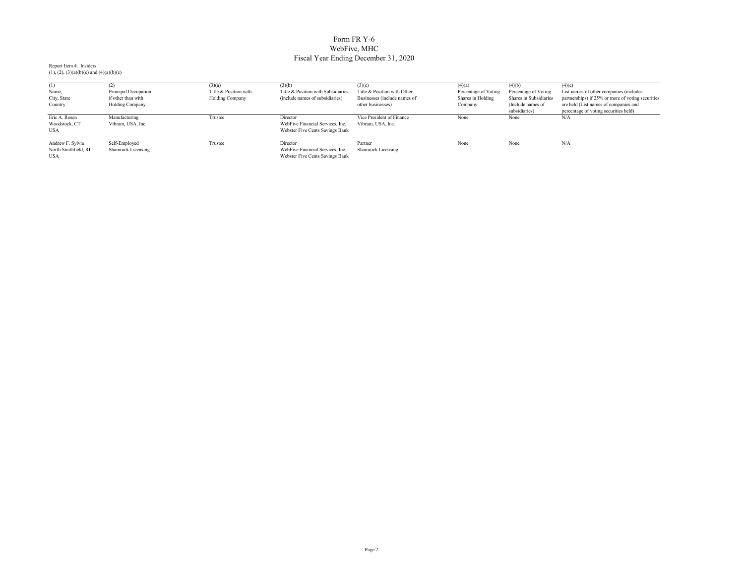# Form FR Y-6
## WebFive, MHC
## Fiscal Year Ending December 31, 2020

Report Item 4: Insiders
(1), (2), (3)(a)(b)(c) and (4)(a)(b)(c)

| (1) Name, City, State Country | (2) Principal Occupation if other than with Holding Company | (3)(a) Title & Position with Holding Company | (3)(b) Title & Position with Subsidiaries (include names of subsidiaries) | (3)(c) Title & Position with Other Businesses (include names of other businesses) | (4)(a) Percentage of Voting Shares in Holding Company | (4)(b) Percentage of Voting Shares in Subsidiaries (Include names of subsidiaries) | (4)(c) List names of other companies (includes partnerships) if 25% or more of voting securities are held (List names of companies and percentage of voting securities held) |
|---|---|---|---|---|---|---|---|
| Eric A. Rosen Woodstock, CT USA | Manufacturing Vibram, USA, Inc. | Trustee | Director WebFive Financial Services, Inc. Webster Five Cents Savings Bank | Vice President of Finance Vibram, USA, Inc. | None | None | N/A |
| Andrew F. Sylvia North Smithfield, RI USA | Self-Employed Shamrock Licensing | Trustee | Director WebFive Financial Services, Inc. Webster Five Cents Savings Bank | Partner Shamrock Licensing | None | None | N/A |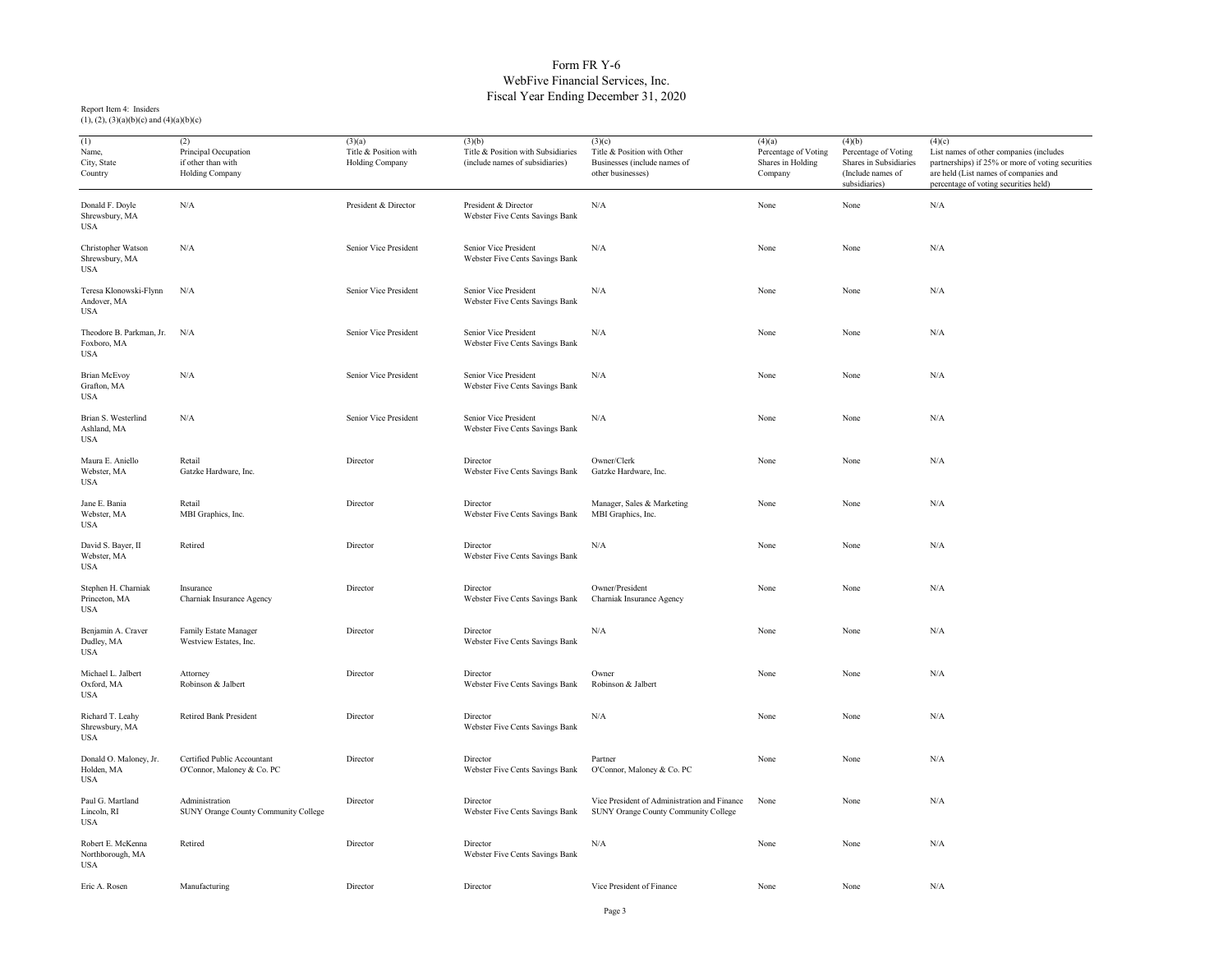# Form FR Y-6
## WebFive Financial Services, Inc.
## Fiscal Year Ending December 31, 2020

Report Item 4: Insiders
(1), (2), (3)(a)(b)(c) and (4)(a)(b)(c)

| (1)<br>Name,<br>City, State<br>Country | (2)<br>Principal Occupation<br>if other than with<br>Holding Company | (3)(a)<br>Title & Position with<br>Holding Company | (3)(b)<br>Title & Position with Subsidiaries<br>(include names of subsidiaries) | (3)(c)<br>Title & Position with Other<br>Businesses (include names of<br>other businesses) | (4)(a)<br>Percentage of Voting<br>Shares in Holding<br>Company | (4)(b)<br>Percentage of Voting<br>Shares in Subsidiaries<br>(Include names of<br>subsidiaries) | (4)(c)<br>List names of other companies (includes partnerships) if 25% or more of voting securities are held (List names of companies and percentage of voting securities held) |
|---|---|---|---|---|---|---|---|
| Donald F. Doyle<br>Shrewsbury, MA<br>USA | N/A | President & Director | President & Director<br>Webster Five Cents Savings Bank | N/A | None | None | N/A |
| Christopher Watson<br>Shrewsbury, MA<br>USA | N/A | Senior Vice President | Senior Vice President<br>Webster Five Cents Savings Bank | N/A | None | None | N/A |
| Teresa Klonowski-Flynn<br>Andover, MA<br>USA | N/A | Senior Vice President | Senior Vice President<br>Webster Five Cents Savings Bank | N/A | None | None | N/A |
| Theodore B. Parkman, Jr.<br>Foxboro, MA<br>USA | N/A | Senior Vice President | Senior Vice President<br>Webster Five Cents Savings Bank | N/A | None | None | N/A |
| Brian McEvoy<br>Grafton, MA<br>USA | N/A | Senior Vice President | Senior Vice President<br>Webster Five Cents Savings Bank | N/A | None | None | N/A |
| Brian S. Westerlind<br>Ashland, MA<br>USA | N/A | Senior Vice President | Senior Vice President<br>Webster Five Cents Savings Bank | N/A | None | None | N/A |
| Maura E. Aniello<br>Webster, MA<br>USA | Retail<br>Gatzke Hardware, Inc. | Director | Director<br>Webster Five Cents Savings Bank | Owner/Clerk<br>Gatzke Hardware, Inc. | None | None | N/A |
| Jane E. Bania<br>Webster, MA<br>USA | Retail<br>MBI Graphics, Inc. | Director | Director<br>Webster Five Cents Savings Bank | Manager, Sales & Marketing<br>MBI Graphics, Inc. | None | None | N/A |
| David S. Bayer, II<br>Webster, MA<br>USA | Retired | Director | Director<br>Webster Five Cents Savings Bank | N/A | None | None | N/A |
| Stephen H. Charniak<br>Princeton, MA<br>USA | Insurance<br>Charniak Insurance Agency | Director | Director<br>Webster Five Cents Savings Bank | Owner/President<br>Charniak Insurance Agency | None | None | N/A |
| Benjamin A. Craver<br>Dudley, MA<br>USA | Family Estate Manager<br>Westview Estates, Inc. | Director | Director<br>Webster Five Cents Savings Bank | N/A | None | None | N/A |
| Michael L. Jalbert<br>Oxford, MA<br>USA | Attorney<br>Robinson & Jalbert | Director | Director<br>Webster Five Cents Savings Bank | Owner<br>Robinson & Jalbert | None | None | N/A |
| Richard T. Leahy<br>Shrewsbury, MA<br>USA | Retired Bank President | Director | Director<br>Webster Five Cents Savings Bank | N/A | None | None | N/A |
| Donald O. Maloney, Jr.<br>Holden, MA<br>USA | Certified Public Accountant<br>O'Connor, Maloney & Co. PC | Director | Director<br>Webster Five Cents Savings Bank | Partner<br>O'Connor, Maloney & Co. PC | None | None | N/A |
| Paul G. Martland<br>Lincoln, RI<br>USA | Administration<br>SUNY Orange County Community College | Director | Director<br>Webster Five Cents Savings Bank | Vice President of Administration and Finance<br>SUNY Orange County Community College | None | None | N/A |
| Robert E. McKenna<br>Northborough, MA<br>USA | Retired | Director | Director<br>Webster Five Cents Savings Bank | N/A | None | None | N/A |
| Eric A. Rosen | Manufacturing | Director | Director | Vice President of Finance | None | None | N/A |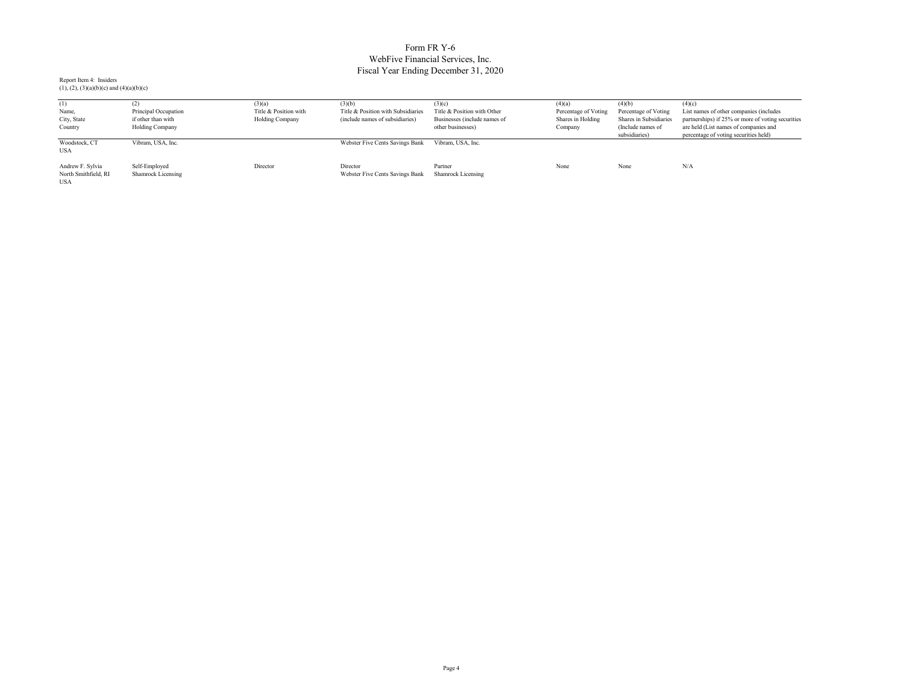# Form FR Y-6
## WebFive Financial Services, Inc.
## Fiscal Year Ending December 31, 2020

Report Item 4: Insiders
(1), (2), (3)(a)(b)(c) and (4)(a)(b)(c)

| (1) Name, City, State Country | (2) Principal Occupation if other than with Holding Company | (3)(a) Title & Position with Holding Company | (3)(b) Title & Position with Subsidiaries (include names of subsidiaries) | (3)(c) Title & Position with Other Businesses (include names of other businesses) | (4)(a) Percentage of Voting Shares in Holding Company | (4)(b) Percentage of Voting Shares in Subsidiaries (Include names of subsidiaries) | (4)(c) List names of other companies (includes partnerships) if 25% or more of voting securities are held (List names of companies and percentage of voting securities held) |
|---|---|---|---|---|---|---|---|
| Woodstock, CT USA | Vibram, USA, Inc. | | Webster Five Cents Savings Bank | Vibram, USA, Inc. | | | |
| Andrew F. Sylvia North Smithfield, RI USA | Self-Employed Shamrock Licensing | Director | Director Webster Five Cents Savings Bank | Partner Shamrock Licensing | None | None | N/A |